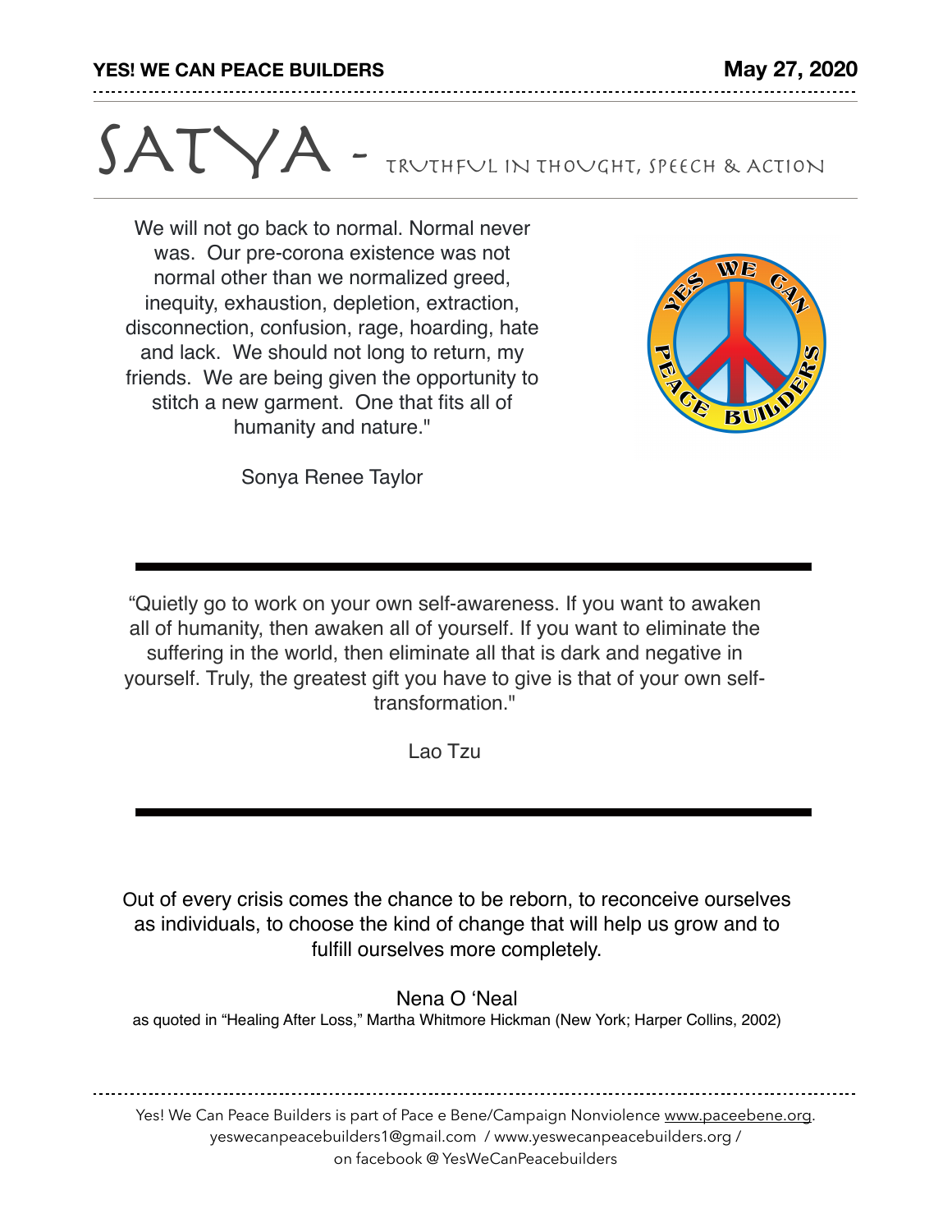**YES! WE CAN PEACE BUILDERS** **May 27, 2020**

# SATYA - Truthful in thought, speech & action

We will not go back to normal. Normal never was. Our pre-corona existence was not normal other than we normalized greed, inequity, exhaustion, depletion, extraction, disconnection, confusion, rage, hoarding, hate and lack. We should not long to return, my friends. We are being given the opportunity to stitch a new garment. One that fits all of humanity and nature."

Sonya Renee Taylor

---

"Quietly go to work on your own self-awareness. If you want to awaken all of humanity, then awaken all of yourself. If you want to eliminate the suffering in the world, then eliminate all that is dark and negative in yourself. Truly, the greatest gift you have to give is that of your own self-transformation."

Lao Tzu

---

Out of every crisis comes the chance to be reborn, to reconceive ourselves as individuals, to choose the kind of change that will help us grow and to fulfill ourselves more completely.

Nena O 'Neal
as quoted in "Healing After Loss," Martha Whitmore Hickman (New York; Harper Collins, 2002)

---

Yes! We Can Peace Builders is part of Pace e Bene/Campaign Nonviolence www.paceebene.org.
yeswecanpeacebuilders1@gmail.com / www.yeswecanpeacebuilders.org /
on facebook @ YesWeCanPeacebuilders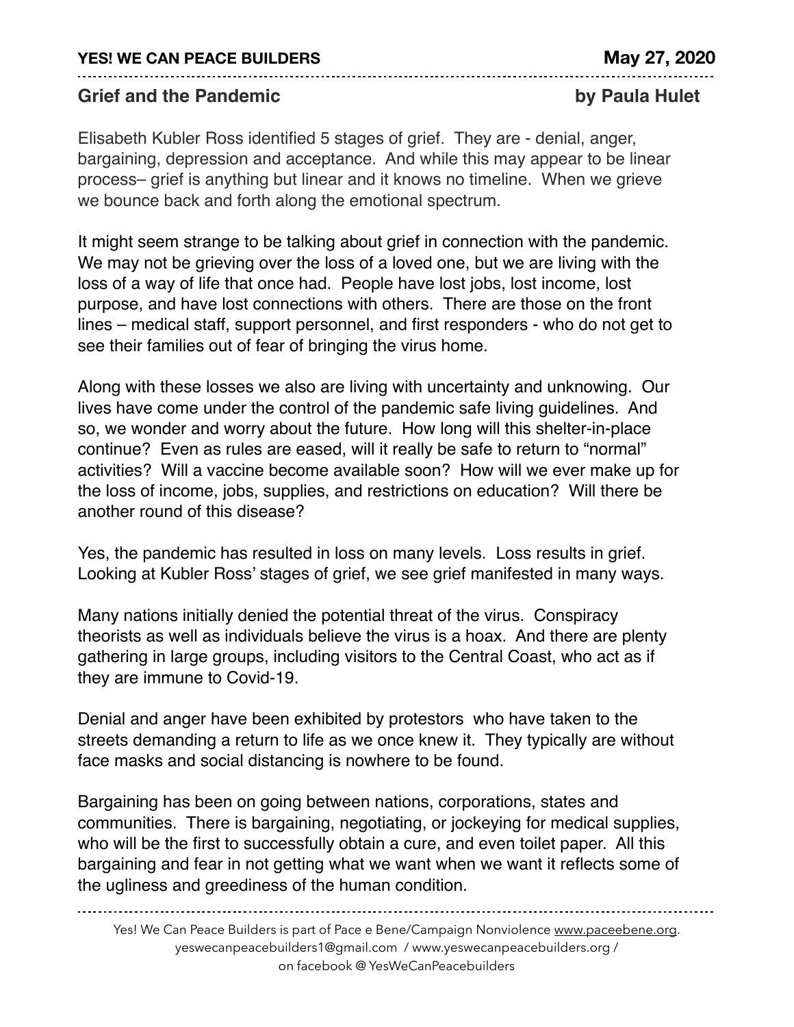**YES! WE CAN PEACE BUILDERS** **May 27, 2020**

## Grief and the Pandemic

**by Paula Hulet**

Elisabeth Kubler Ross identified 5 stages of grief. They are - denial, anger, bargaining, depression and acceptance. And while this may appear to be linear process– grief is anything but linear and it knows no timeline. When we grieve we bounce back and forth along the emotional spectrum.

It might seem strange to be talking about grief in connection with the pandemic. We may not be grieving over the loss of a loved one, but we are living with the loss of a way of life that once had. People have lost jobs, lost income, lost purpose, and have lost connections with others. There are those on the front lines – medical staff, support personnel, and first responders - who do not get to see their families out of fear of bringing the virus home.

Along with these losses we also are living with uncertainty and unknowing. Our lives have come under the control of the pandemic safe living guidelines. And so, we wonder and worry about the future. How long will this shelter-in-place continue? Even as rules are eased, will it really be safe to return to "normal" activities? Will a vaccine become available soon? How will we ever make up for the loss of income, jobs, supplies, and restrictions on education? Will there be another round of this disease?

Yes, the pandemic has resulted in loss on many levels. Loss results in grief. Looking at Kubler Ross' stages of grief, we see grief manifested in many ways.

Many nations initially denied the potential threat of the virus. Conspiracy theorists as well as individuals believe the virus is a hoax. And there are plenty gathering in large groups, including visitors to the Central Coast, who act as if they are immune to Covid-19.

Denial and anger have been exhibited by protestors who have taken to the streets demanding a return to life as we once knew it. They typically are without face masks and social distancing is nowhere to be found.

Bargaining has been on going between nations, corporations, states and communities. There is bargaining, negotiating, or jockeying for medical supplies, who will be the first to successfully obtain a cure, and even toilet paper. All this bargaining and fear in not getting what we want when we want it reflects some of the ugliness and greediness of the human condition.

Yes! We Can Peace Builders is part of Pace e Bene/Campaign Nonviolence www.paceebene.org. yeswecanpeacebuilders1@gmail.com / www.yeswecanpeacebuilders.org / on facebook @ YesWeCanPeacebuilders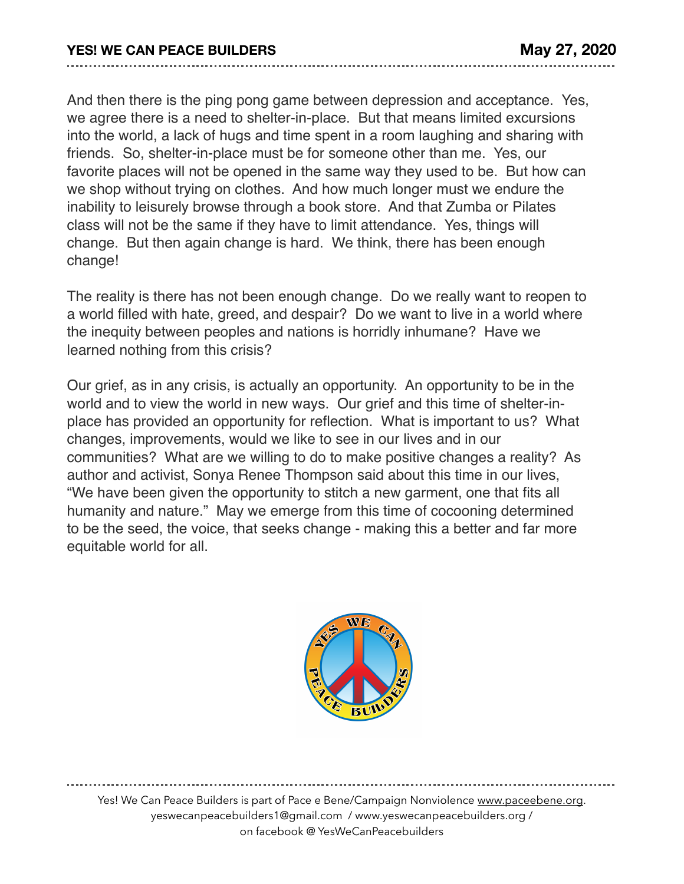And then there is the ping pong game between depression and acceptance. Yes, we agree there is a need to shelter-in-place. But that means limited excursions into the world, a lack of hugs and time spent in a room laughing and sharing with friends. So, shelter-in-place must be for someone other than me. Yes, our favorite places will not be opened in the same way they used to be. But how can we shop without trying on clothes. And how much longer must we endure the inability to leisurely browse through a book store. And that Zumba or Pilates class will not be the same if they have to limit attendance. Yes, things will change. But then again change is hard. We think, there has been enough change!

The reality is there has not been enough change. Do we really want to reopen to a world filled with hate, greed, and despair? Do we want to live in a world where the inequity between peoples and nations is horridly inhumane? Have we learned nothing from this crisis?

Our grief, as in any crisis, is actually an opportunity. An opportunity to be in the world and to view the world in new ways. Our grief and this time of shelter-in-place has provided an opportunity for reflection. What is important to us? What changes, improvements, would we like to see in our lives and in our communities? What are we willing to do to make positive changes a reality? As author and activist, Sonya Renee Thompson said about this time in our lives, "We have been given the opportunity to stitch a new garment, one that fits all humanity and nature." May we emerge from this time of cocooning determined to be the seed, the voice, that seeks change - making this a better and far more equitable world for all.